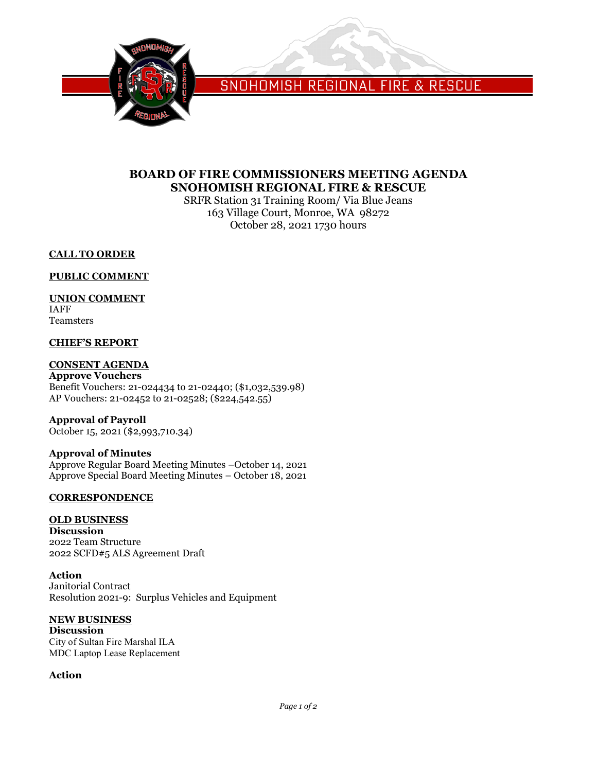SNOHOMISH REGIONAL FIRE & RESCUE

# BOARD OF FIRE COMMISSIONERS MEETING AGENDA
# SNOHOMISH REGIONAL FIRE & RESCUE

SRFR Station 31 Training Room/ Via Blue Jeans
163 Village Court, Monroe, WA 98272
October 28, 2021 1730 hours

## CALL TO ORDER

## PUBLIC COMMENT

## UNION COMMENT

IAFF
Teamsters

## CHIEF'S REPORT

## CONSENT AGENDA

**Approve Vouchers**
Benefit Vouchers: 21-024434 to 21-02440; ($1,032,539.98)
AP Vouchers: 21-02452 to 21-02528; ($224,542.55)

**Approval of Payroll**
October 15, 2021 ($2,993,710.34)

**Approval of Minutes**
Approve Regular Board Meeting Minutes –October 14, 2021
Approve Special Board Meeting Minutes – October 18, 2021

## CORRESPONDENCE

## OLD BUSINESS

**Discussion**
2022 Team Structure
2022 SCFD#5 ALS Agreement Draft

**Action**
Janitorial Contract
Resolution 2021-9: Surplus Vehicles and Equipment

## NEW BUSINESS

**Discussion**
City of Sultan Fire Marshal ILA
MDC Laptop Lease Replacement

**Action**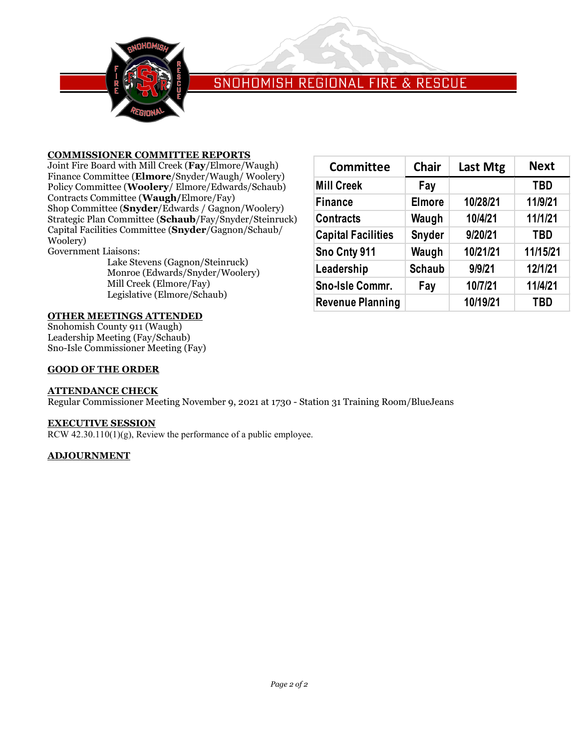SNOHOMISH REGIONAL FIRE & RESCUE

## COMMISSIONER COMMITTEE REPORTS

Joint Fire Board with Mill Creek (**Fay**/Elmore/Waugh)
Finance Committee (**Elmore**/Snyder/Waugh/ Woolery)
Policy Committee (**Woolery**/ Elmore/Edwards/Schaub)
Contracts Committee (**Waugh/**Elmore/Fay)
Shop Committee (**Snyder**/Edwards / Gagnon/Woolery)
Strategic Plan Committee (**Schaub**/Fay/Snyder/Steinruck)
Capital Facilities Committee (**Snyder**/Gagnon/Schaub/ Woolery)
Government Liaisons:
Lake Stevens (Gagnon/Steinruck)
Monroe (Edwards/Snyder/Woolery)
Mill Creek (Elmore/Fay)
Legislative (Elmore/Schaub)

| Committee | Chair | Last Mtg | Next |
|---|---|---|---|
| Mill Creek | Fay | | TBD |
| Finance | Elmore | 10/28/21 | 11/9/21 |
| Contracts | Waugh | 10/4/21 | 11/1/21 |
| Capital Facilities | Snyder | 9/20/21 | TBD |
| Sno Cnty 911 | Waugh | 10/21/21 | 11/15/21 |
| Leadership | Schaub | 9/9/21 | 12/1/21 |
| Sno-Isle Commr. | Fay | 10/7/21 | 11/4/21 |
| Revenue Planning | | 10/19/21 | TBD |

## OTHER MEETINGS ATTENDED

Snohomish County 911 (Waugh)
Leadership Meeting (Fay/Schaub)
Sno-Isle Commissioner Meeting (Fay)

## GOOD OF THE ORDER

## ATTENDANCE CHECK

Regular Commissioner Meeting November 9, 2021 at 1730 - Station 31 Training Room/BlueJeans

## EXECUTIVE SESSION

RCW 42.30.110(1)(g), Review the performance of a public employee.

## ADJOURNMENT